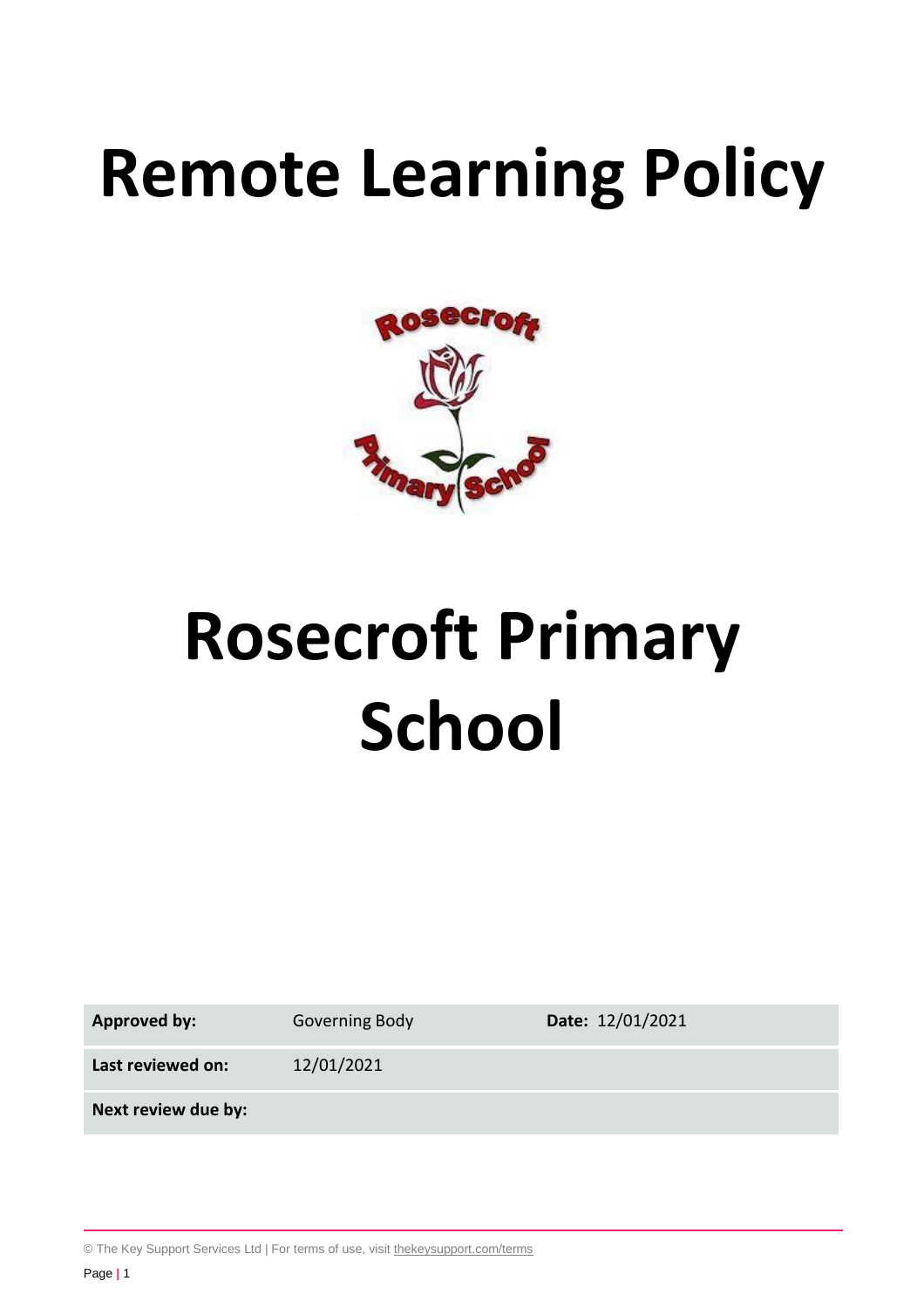# Remote Learning Policy

# Rosecroft Primary School

| **Approved by:** | Governing Body | **Date:** 12/01/2021 |
|---|---|---|
| **Last reviewed on:** | 12/01/2021 | |
| **Next review due by:** | | |

© The Key Support Services Ltd | For terms of use, visit thekeysupport.com/terms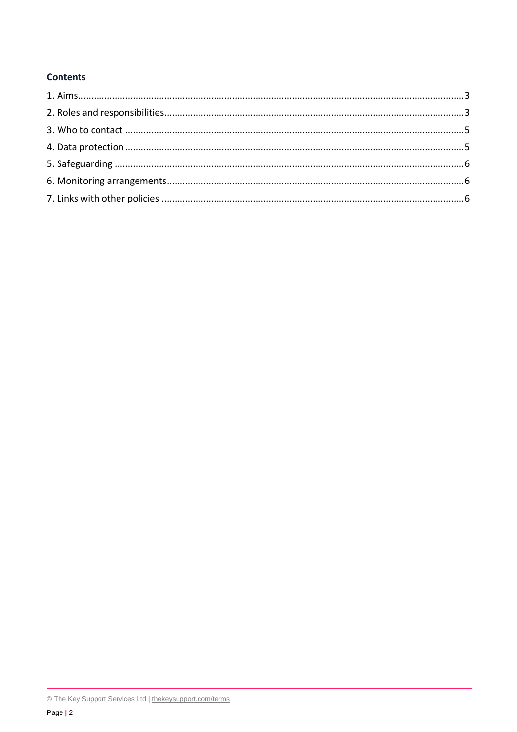**Contents**

1. Aims .....................................................................................................................................................3
2. Roles and responsibilities.....................................................................................................................3
3. Who to contact .....................................................................................................................................5
4. Data protection.....................................................................................................................................5
5. Safeguarding .........................................................................................................................................6
6. Monitoring arrangements.....................................................................................................................6
7. Links with other policies .......................................................................................................................6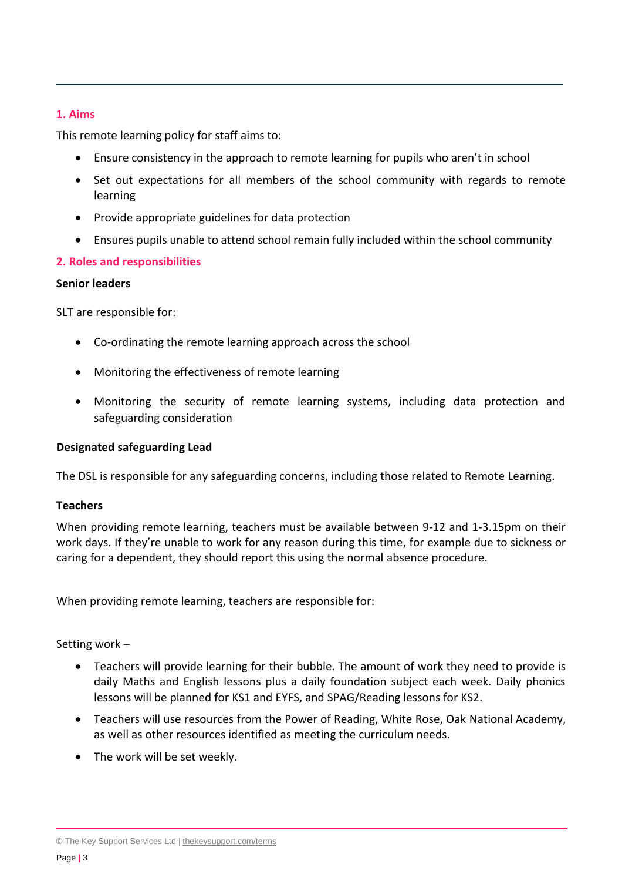## 1. Aims

This remote learning policy for staff aims to:

- Ensure consistency in the approach to remote learning for pupils who aren't in school
- Set out expectations for all members of the school community with regards to remote learning
- Provide appropriate guidelines for data protection
- Ensures pupils unable to attend school remain fully included within the school community

## 2. Roles and responsibilities

**Senior leaders**

SLT are responsible for:

- Co-ordinating the remote learning approach across the school
- Monitoring the effectiveness of remote learning
- Monitoring the security of remote learning systems, including data protection and safeguarding consideration

**Designated safeguarding Lead**

The DSL is responsible for any safeguarding concerns, including those related to Remote Learning.

**Teachers**

When providing remote learning, teachers must be available between 9-12 and 1-3.15pm on their work days. If they're unable to work for any reason during this time, for example due to sickness or caring for a dependent, they should report this using the normal absence procedure.

When providing remote learning, teachers are responsible for:

Setting work –

- Teachers will provide learning for their bubble. The amount of work they need to provide is daily Maths and English lessons plus a daily foundation subject each week. Daily phonics lessons will be planned for KS1 and EYFS, and SPAG/Reading lessons for KS2.
- Teachers will use resources from the Power of Reading, White Rose, Oak National Academy, as well as other resources identified as meeting the curriculum needs.
- The work will be set weekly.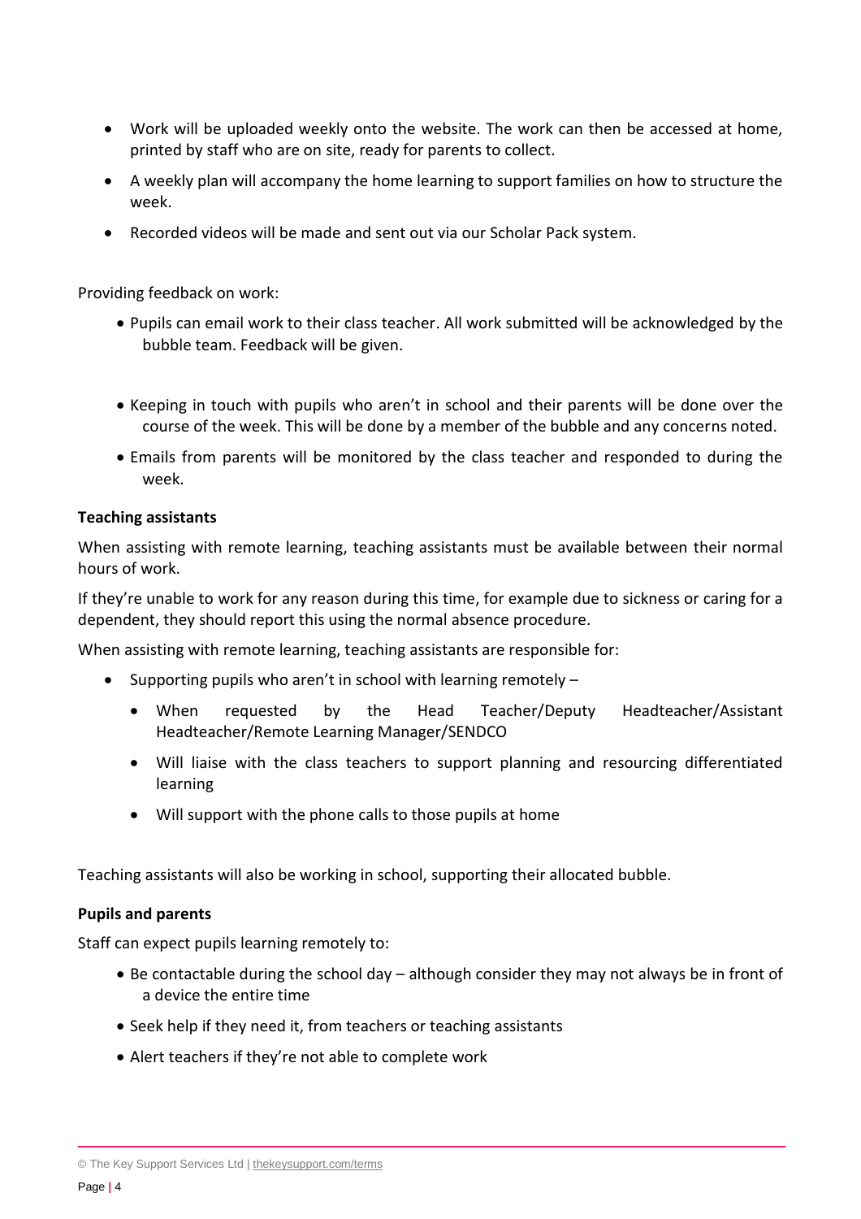- Work will be uploaded weekly onto the website. The work can then be accessed at home, printed by staff who are on site, ready for parents to collect.
- A weekly plan will accompany the home learning to support families on how to structure the week.
- Recorded videos will be made and sent out via our Scholar Pack system.

Providing feedback on work:

- Pupils can email work to their class teacher. All work submitted will be acknowledged by the bubble team. Feedback will be given.
- Keeping in touch with pupils who aren't in school and their parents will be done over the course of the week. This will be done by a member of the bubble and any concerns noted.
- Emails from parents will be monitored by the class teacher and responded to during the week.

**Teaching assistants**

When assisting with remote learning, teaching assistants must be available between their normal hours of work.

If they're unable to work for any reason during this time, for example due to sickness or caring for a dependent, they should report this using the normal absence procedure.

When assisting with remote learning, teaching assistants are responsible for:

- Supporting pupils who aren't in school with learning remotely –
  - When requested by the Head Teacher/Deputy Headteacher/Assistant Headteacher/Remote Learning Manager/SENDCO
  - Will liaise with the class teachers to support planning and resourcing differentiated learning
  - Will support with the phone calls to those pupils at home

Teaching assistants will also be working in school, supporting their allocated bubble.

**Pupils and parents**

Staff can expect pupils learning remotely to:

- Be contactable during the school day – although consider they may not always be in front of a device the entire time
- Seek help if they need it, from teachers or teaching assistants
- Alert teachers if they're not able to complete work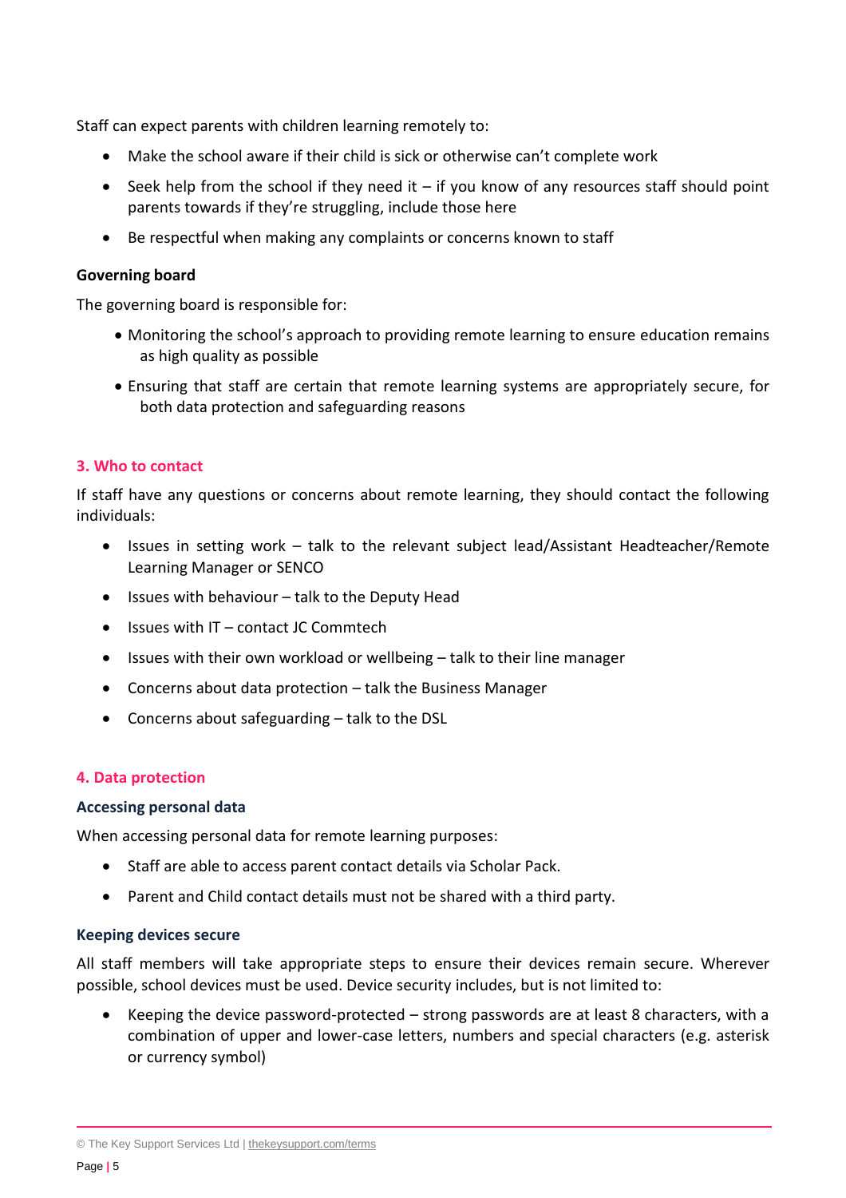Staff can expect parents with children learning remotely to:

- Make the school aware if their child is sick or otherwise can't complete work
- Seek help from the school if they need it – if you know of any resources staff should point parents towards if they're struggling, include those here
- Be respectful when making any complaints or concerns known to staff

**Governing board**

The governing board is responsible for:

- Monitoring the school's approach to providing remote learning to ensure education remains as high quality as possible
- Ensuring that staff are certain that remote learning systems are appropriately secure, for both data protection and safeguarding reasons

## 3. Who to contact

If staff have any questions or concerns about remote learning, they should contact the following individuals:

- Issues in setting work – talk to the relevant subject lead/Assistant Headteacher/Remote Learning Manager or SENCO
- Issues with behaviour – talk to the Deputy Head
- Issues with IT – contact JC Commtech
- Issues with their own workload or wellbeing – talk to their line manager
- Concerns about data protection – talk the Business Manager
- Concerns about safeguarding – talk to the DSL

## 4. Data protection

### Accessing personal data

When accessing personal data for remote learning purposes:

- Staff are able to access parent contact details via Scholar Pack.
- Parent and Child contact details must not be shared with a third party.

### Keeping devices secure

All staff members will take appropriate steps to ensure their devices remain secure. Wherever possible, school devices must be used. Device security includes, but is not limited to:

- Keeping the device password-protected – strong passwords are at least 8 characters, with a combination of upper and lower-case letters, numbers and special characters (e.g. asterisk or currency symbol)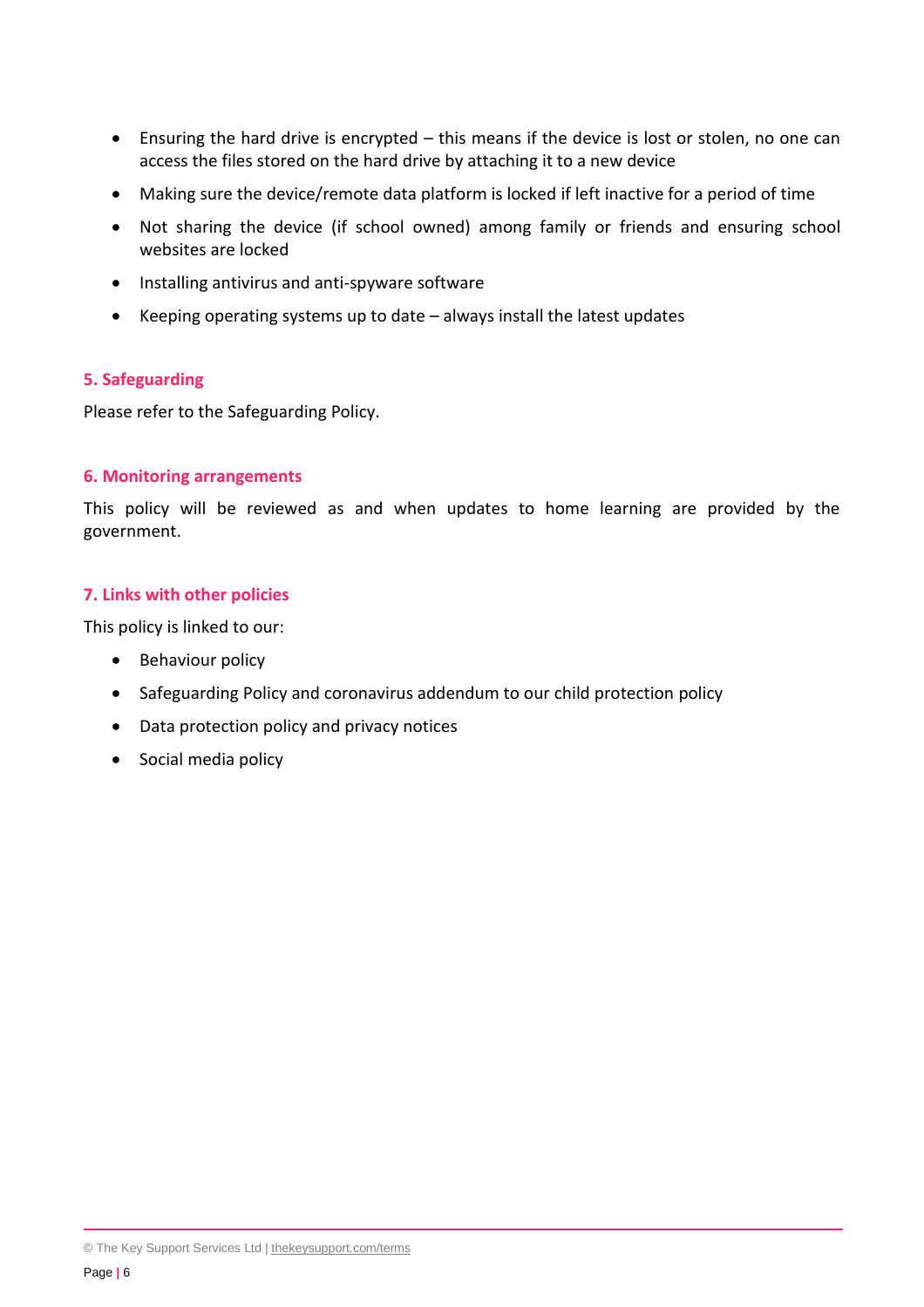- Ensuring the hard drive is encrypted – this means if the device is lost or stolen, no one can access the files stored on the hard drive by attaching it to a new device
- Making sure the device/remote data platform is locked if left inactive for a period of time
- Not sharing the device (if school owned) among family or friends and ensuring school websites are locked
- Installing antivirus and anti-spyware software
- Keeping operating systems up to date – always install the latest updates

## 5. Safeguarding

Please refer to the Safeguarding Policy.

## 6. Monitoring arrangements

This policy will be reviewed as and when updates to home learning are provided by the government.

## 7. Links with other policies

This policy is linked to our:

- Behaviour policy
- Safeguarding Policy and coronavirus addendum to our child protection policy
- Data protection policy and privacy notices
- Social media policy